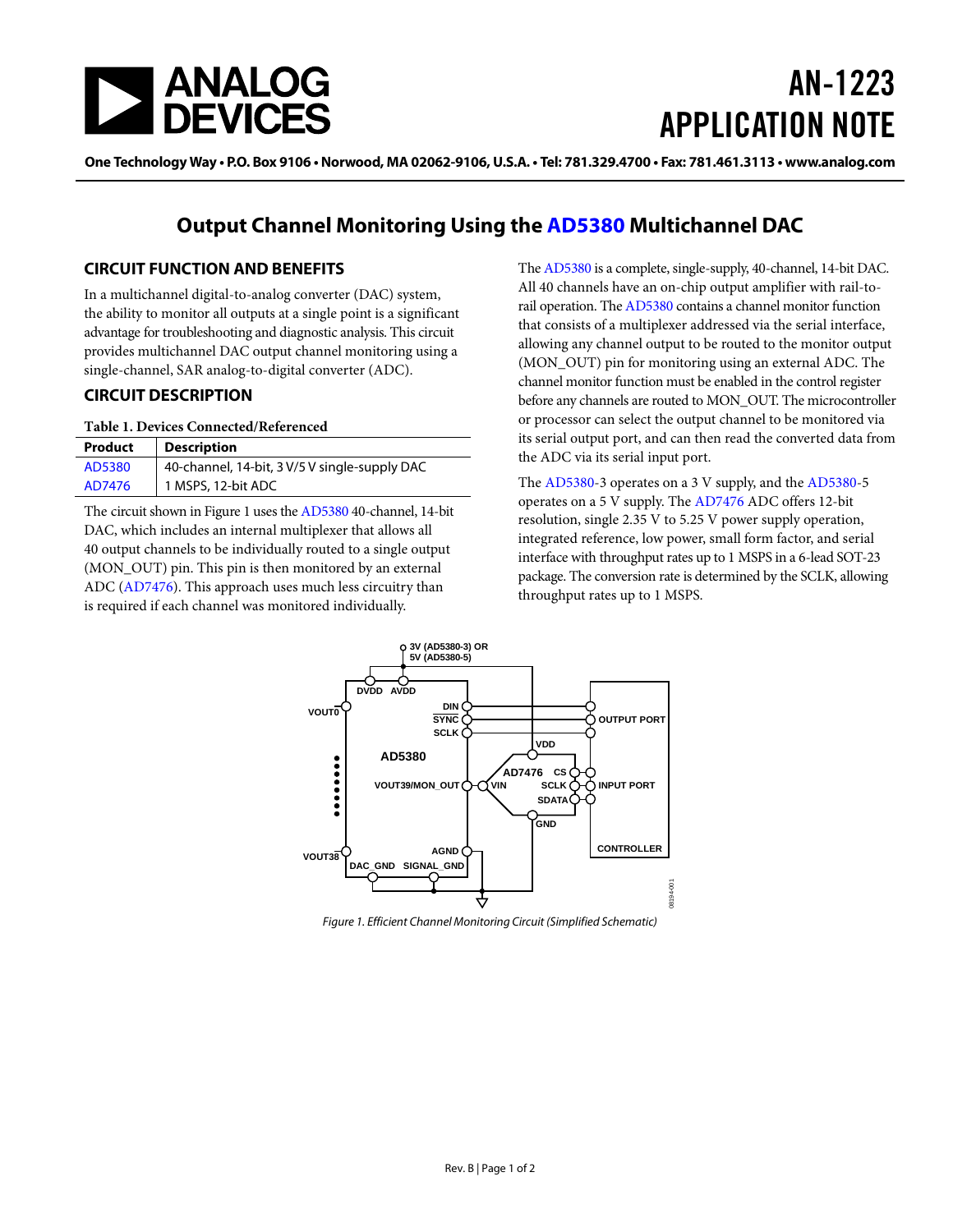# AN-1223 APPLICATION NOTE

One Technology Way • P.O. Box 9106 • Norwood, MA 02062-9106, U.S.A. • Tel: 781.329.4700 • Fax: 781.461.3113 • www.analog.com

## Output Channel Monitoring Using the AD5380 Multichannel DAC

### CIRCUIT FUNCTION AND BENEFITS

In a multichannel digital-to-analog converter (DAC) system, the ability to monitor all outputs at a single point is a significant advantage for troubleshooting and diagnostic analysis. This circuit provides multichannel DAC output channel monitoring using a single-channel, SAR analog-to-digital converter (ADC).

### CIRCUIT DESCRIPTION

**Table 1. Devices Connected/Referenced**

| Product | Description |
|---|---|
| AD5380 | 40-channel, 14-bit, 3 V/5 V single-supply DAC |
| AD7476 | 1 MSPS, 12-bit ADC |

The circuit shown in Figure 1 uses the AD5380 40-channel, 14-bit DAC, which includes an internal multiplexer that allows all 40 output channels to be individually routed to a single output (MON_OUT) pin. This pin is then monitored by an external ADC (AD7476). This approach uses much less circuitry than is required if each channel was monitored individually.

The AD5380 is a complete, single-supply, 40-channel, 14-bit DAC. All 40 channels have an on-chip output amplifier with rail-to-rail operation. The AD5380 contains a channel monitor function that consists of a multiplexer addressed via the serial interface, allowing any channel output to be routed to the monitor output (MON_OUT) pin for monitoring using an external ADC. The channel monitor function must be enabled in the control register before any channels are routed to MON_OUT. The microcontroller or processor can select the output channel to be monitored via its serial output port, and can then read the converted data from the ADC via its serial input port.

The AD5380-3 operates on a 3 V supply, and the AD5380-5 operates on a 5 V supply. The AD7476 ADC offers 12-bit resolution, single 2.35 V to 5.25 V power supply operation, integrated reference, low power, small form factor, and serial interface with throughput rates up to 1 MSPS in a 6-lead SOT-23 package. The conversion rate is determined by the SCLK, allowing throughput rates up to 1 MSPS.

*Figure 1. Efficient Channel Monitoring Circuit (Simplified Schematic)*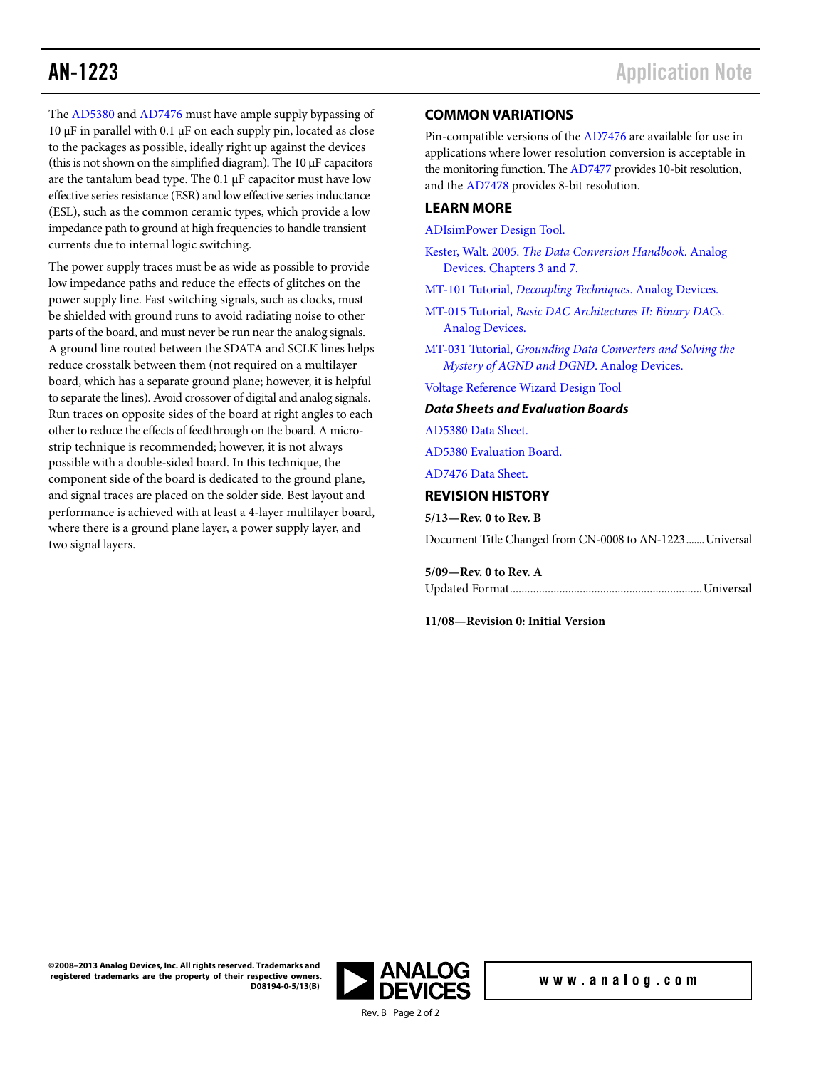The AD5380 and AD7476 must have ample supply bypassing of 10 µF in parallel with 0.1 µF on each supply pin, located as close to the packages as possible, ideally right up against the devices (this is not shown on the simplified diagram). The 10 µF capacitors are the tantalum bead type. The 0.1 µF capacitor must have low effective series resistance (ESR) and low effective series inductance (ESL), such as the common ceramic types, which provide a low impedance path to ground at high frequencies to handle transient currents due to internal logic switching.

The power supply traces must be as wide as possible to provide low impedance paths and reduce the effects of glitches on the power supply line. Fast switching signals, such as clocks, must be shielded with ground runs to avoid radiating noise to other parts of the board, and must never be run near the analog signals. A ground line routed between the SDATA and SCLK lines helps reduce crosstalk between them (not required on a multilayer board, which has a separate ground plane; however, it is helpful to separate the lines). Avoid crossover of digital and analog signals. Run traces on opposite sides of the board at right angles to each other to reduce the effects of feedthrough on the board. A micro-strip technique is recommended; however, it is not always possible with a double-sided board. In this technique, the component side of the board is dedicated to the ground plane, and signal traces are placed on the solder side. Best layout and performance is achieved with at least a 4-layer multilayer board, where there is a ground plane layer, a power supply layer, and two signal layers.

## COMMON VARIATIONS

Pin-compatible versions of the AD7476 are available for use in applications where lower resolution conversion is acceptable in the monitoring function. The AD7477 provides 10-bit resolution, and the AD7478 provides 8-bit resolution.

## LEARN MORE

ADIsimPower Design Tool.

Kester, Walt. 2005. *The Data Conversion Handbook*. Analog Devices. Chapters 3 and 7.

MT-101 Tutorial, *Decoupling Techniques*. Analog Devices.

MT-015 Tutorial, *Basic DAC Architectures II: Binary DACs*. Analog Devices.

MT-031 Tutorial, *Grounding Data Converters and Solving the Mystery of AGND and DGND*. Analog Devices.

Voltage Reference Wizard Design Tool

### *Data Sheets and Evaluation Boards*

AD5380 Data Sheet.

AD5380 Evaluation Board.

AD7476 Data Sheet.

## REVISION HISTORY

**5/13—Rev. 0 to Rev. B**

Document Title Changed from CN-0008 to AN-1223 ....... Universal

**5/09—Rev. 0 to Rev. A**

Updated Format ................................................................. Universal

**11/08—Revision 0: Initial Version**

©2008–2013 Analog Devices, Inc. All rights reserved. Trademarks and registered trademarks are the property of their respective owners. D08194-0-5/13(B)